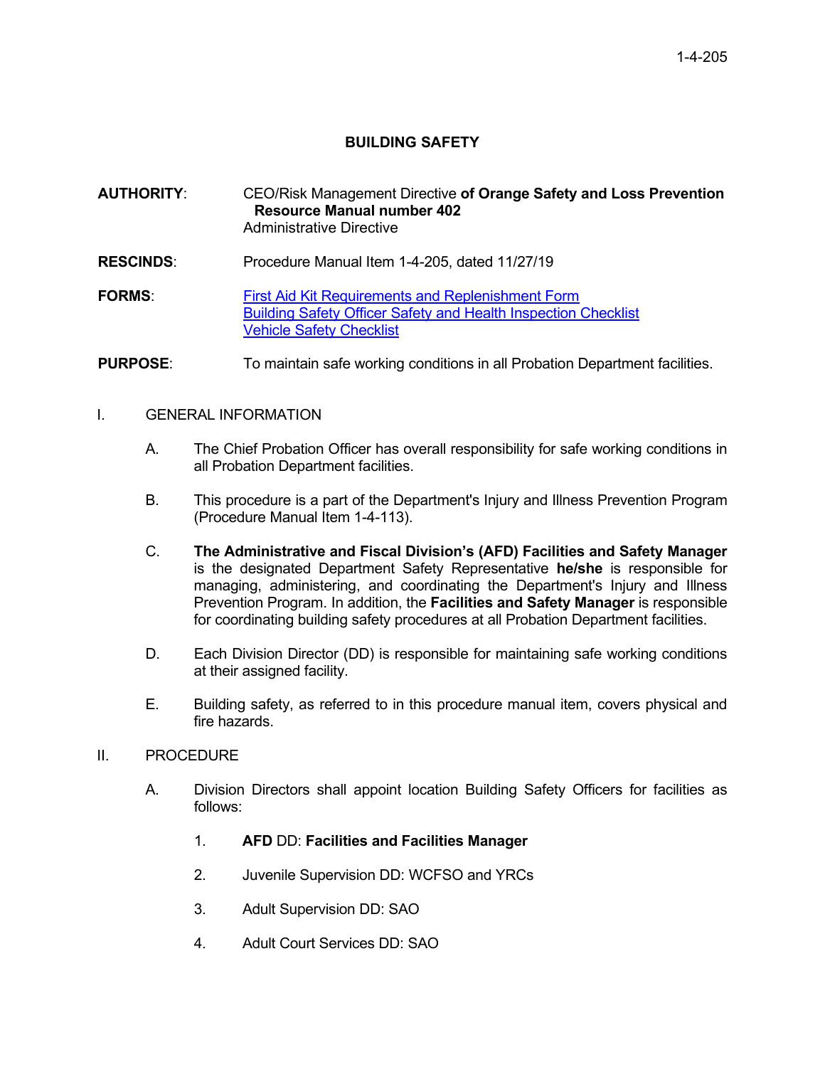1-4-205

# BUILDING SAFETY

**AUTHORITY**: CEO/Risk Management Directive **of Orange Safety and Loss Prevention Resource Manual number 402**
Administrative Directive

**RESCINDS**: Procedure Manual Item 1-4-205, dated 11/27/19

**FORMS**: First Aid Kit Requirements and Replenishment Form
Building Safety Officer Safety and Health Inspection Checklist
Vehicle Safety Checklist

**PURPOSE**: To maintain safe working conditions in all Probation Department facilities.

I. GENERAL INFORMATION

A. The Chief Probation Officer has overall responsibility for safe working conditions in all Probation Department facilities.

B. This procedure is a part of the Department's Injury and Illness Prevention Program (Procedure Manual Item 1-4-113).

C. **The Administrative and Fiscal Division's (AFD) Facilities and Safety Manager** is the designated Department Safety Representative **he/she** is responsible for managing, administering, and coordinating the Department's Injury and Illness Prevention Program. In addition, the **Facilities and Safety Manager** is responsible for coordinating building safety procedures at all Probation Department facilities.

D. Each Division Director (DD) is responsible for maintaining safe working conditions at their assigned facility.

E. Building safety, as referred to in this procedure manual item, covers physical and fire hazards.

II. PROCEDURE

A. Division Directors shall appoint location Building Safety Officers for facilities as follows:

1. **AFD** DD: **Facilities and Facilities Manager**

2. Juvenile Supervision DD: WCFSO and YRCs

3. Adult Supervision DD: SAO

4. Adult Court Services DD: SAO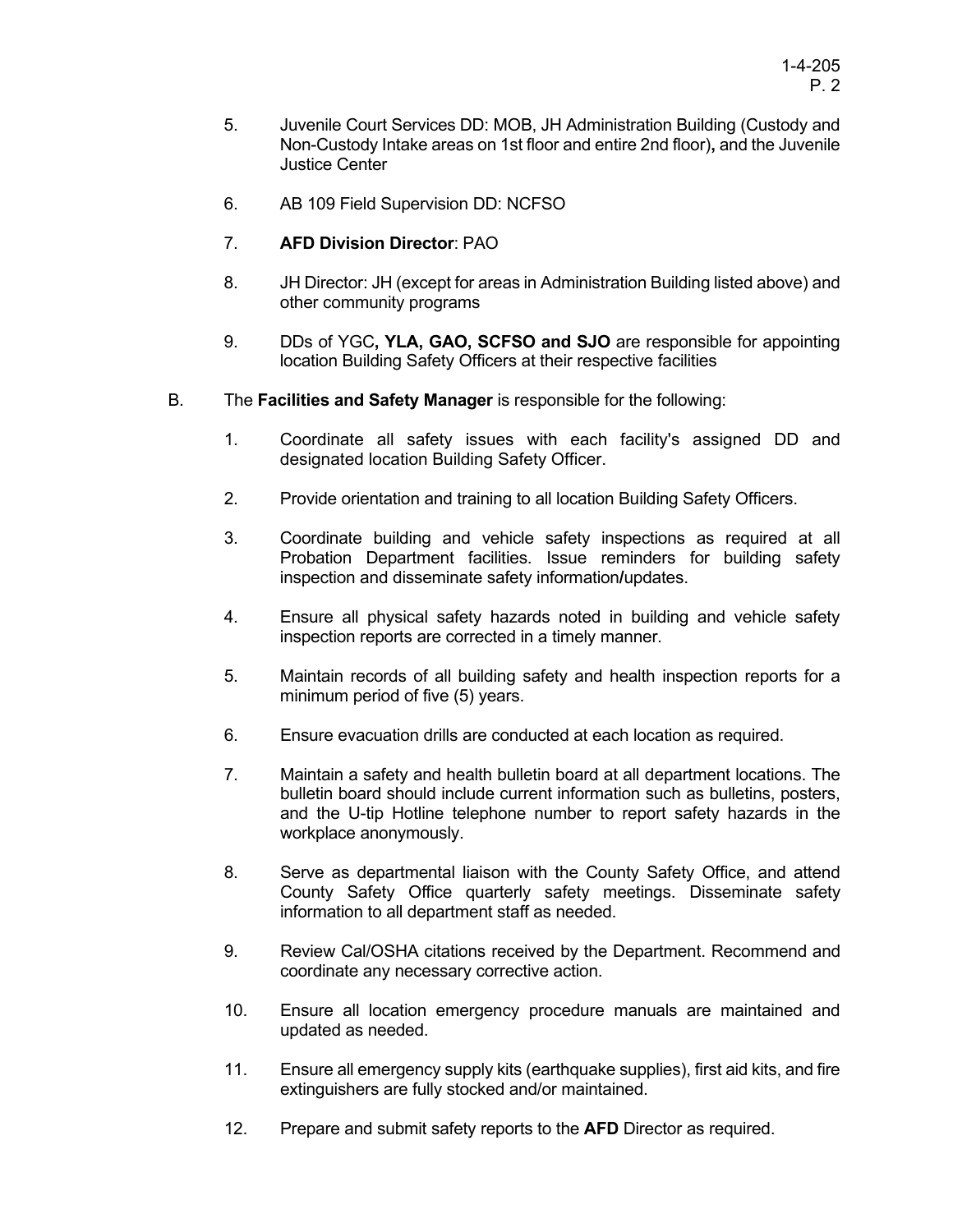5. Juvenile Court Services DD: MOB, JH Administration Building (Custody and Non-Custody Intake areas on 1st floor and entire 2nd floor)**,** and the Juvenile Justice Center

6. AB 109 Field Supervision DD: NCFSO

7. **AFD Division Director**: PAO

8. JH Director: JH (except for areas in Administration Building listed above) and other community programs

9. DDs of YGC**, YLA, GAO, SCFSO and SJO** are responsible for appointing location Building Safety Officers at their respective facilities

B. The **Facilities and Safety Manager** is responsible for the following:

   1. Coordinate all safety issues with each facility's assigned DD and designated location Building Safety Officer.

   2. Provide orientation and training to all location Building Safety Officers.

   3. Coordinate building and vehicle safety inspections as required at all Probation Department facilities. Issue reminders for building safety inspection and disseminate safety information**/**updates.

   4. Ensure all physical safety hazards noted in building and vehicle safety inspection reports are corrected in a timely manner.

   5. Maintain records of all building safety and health inspection reports for a minimum period of five (5) years.

   6. Ensure evacuation drills are conducted at each location as required.

   7. Maintain a safety and health bulletin board at all department locations. The bulletin board should include current information such as bulletins, posters, and the U-tip Hotline telephone number to report safety hazards in the workplace anonymously.

   8. Serve as departmental liaison with the County Safety Office, and attend County Safety Office quarterly safety meetings. Disseminate safety information to all department staff as needed.

   9. Review Cal/OSHA citations received by the Department. Recommend and coordinate any necessary corrective action.

   10. Ensure all location emergency procedure manuals are maintained and updated as needed.

   11. Ensure all emergency supply kits (earthquake supplies), first aid kits, and fire extinguishers are fully stocked and/or maintained.

   12. Prepare and submit safety reports to the **AFD** Director as required.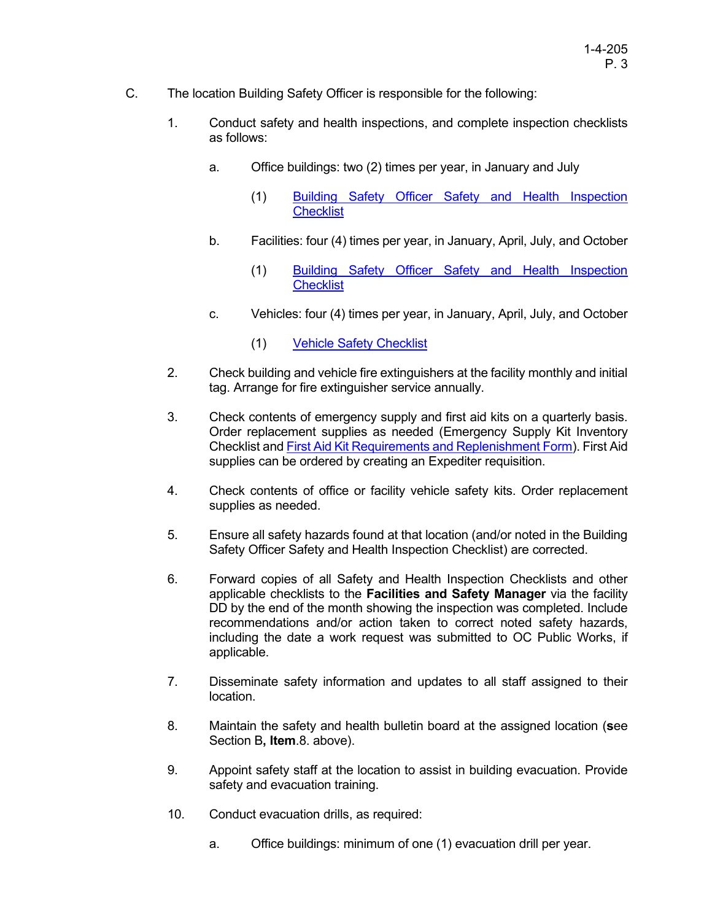C. The location Building Safety Officer is responsible for the following:

1. Conduct safety and health inspections, and complete inspection checklists as follows:

    a. Office buildings: two (2) times per year, in January and July

        (1) Building Safety Officer Safety and Health Inspection Checklist

    b. Facilities: four (4) times per year, in January, April, July, and October

        (1) Building Safety Officer Safety and Health Inspection Checklist

    c. Vehicles: four (4) times per year, in January, April, July, and October

        (1) Vehicle Safety Checklist

2. Check building and vehicle fire extinguishers at the facility monthly and initial tag. Arrange for fire extinguisher service annually.

3. Check contents of emergency supply and first aid kits on a quarterly basis. Order replacement supplies as needed (Emergency Supply Kit Inventory Checklist and First Aid Kit Requirements and Replenishment Form). First Aid supplies can be ordered by creating an Expediter requisition.

4. Check contents of office or facility vehicle safety kits. Order replacement supplies as needed.

5. Ensure all safety hazards found at that location (and/or noted in the Building Safety Officer Safety and Health Inspection Checklist) are corrected.

6. Forward copies of all Safety and Health Inspection Checklists and other applicable checklists to the **Facilities and Safety Manager** via the facility DD by the end of the month showing the inspection was completed. Include recommendations and/or action taken to correct noted safety hazards, including the date a work request was submitted to OC Public Works, if applicable.

7. Disseminate safety information and updates to all staff assigned to their location.

8. Maintain the safety and health bulletin board at the assigned location (**s**ee Section B**, Item**.8. above).

9. Appoint safety staff at the location to assist in building evacuation. Provide safety and evacuation training.

10. Conduct evacuation drills, as required:

    a. Office buildings: minimum of one (1) evacuation drill per year.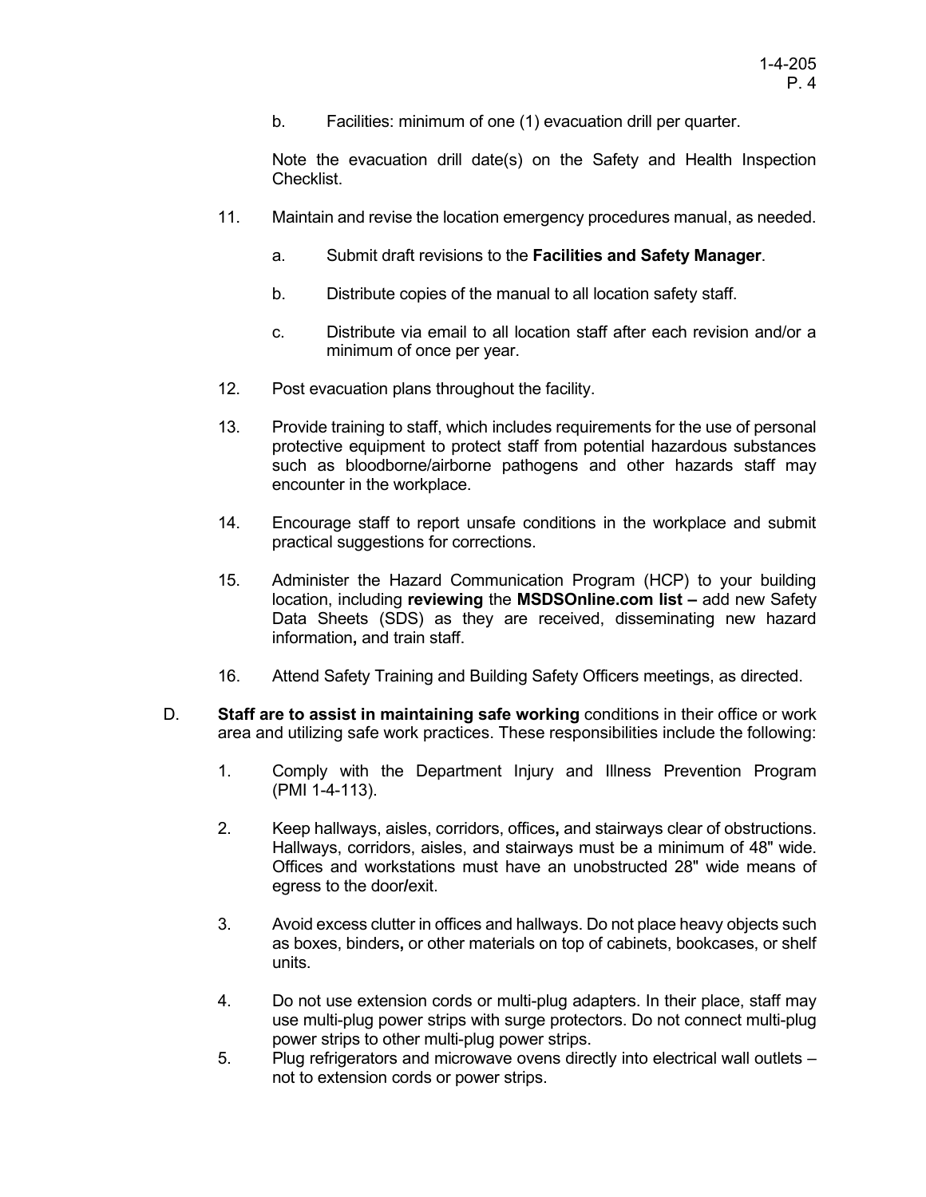b. Facilities: minimum of one (1) evacuation drill per quarter.

Note the evacuation drill date(s) on the Safety and Health Inspection Checklist.

11. Maintain and revise the location emergency procedures manual, as needed.

    a. Submit draft revisions to the **Facilities and Safety Manager**.

    b. Distribute copies of the manual to all location safety staff.

    c. Distribute via email to all location staff after each revision and/or a minimum of once per year.

12. Post evacuation plans throughout the facility.

13. Provide training to staff, which includes requirements for the use of personal protective equipment to protect staff from potential hazardous substances such as bloodborne/airborne pathogens and other hazards staff may encounter in the workplace.

14. Encourage staff to report unsafe conditions in the workplace and submit practical suggestions for corrections.

15. Administer the Hazard Communication Program (HCP) to your building location, including **reviewing** the **MSDSOnline.com list –** add new Safety Data Sheets (SDS) as they are received, disseminating new hazard information**,** and train staff.

16. Attend Safety Training and Building Safety Officers meetings, as directed.

D. **Staff are to assist in maintaining safe working** conditions in their office or work area and utilizing safe work practices. These responsibilities include the following:

1. Comply with the Department Injury and Illness Prevention Program (PMI 1-4-113).

2. Keep hallways, aisles, corridors, offices**,** and stairways clear of obstructions. Hallways, corridors, aisles, and stairways must be a minimum of 48" wide. Offices and workstations must have an unobstructed 28" wide means of egress to the door**/**exit.

3. Avoid excess clutter in offices and hallways. Do not place heavy objects such as boxes, binders**,** or other materials on top of cabinets, bookcases, or shelf units.

4. Do not use extension cords or multi-plug adapters. In their place, staff may use multi-plug power strips with surge protectors. Do not connect multi-plug power strips to other multi-plug power strips.

5. Plug refrigerators and microwave ovens directly into electrical wall outlets – not to extension cords or power strips.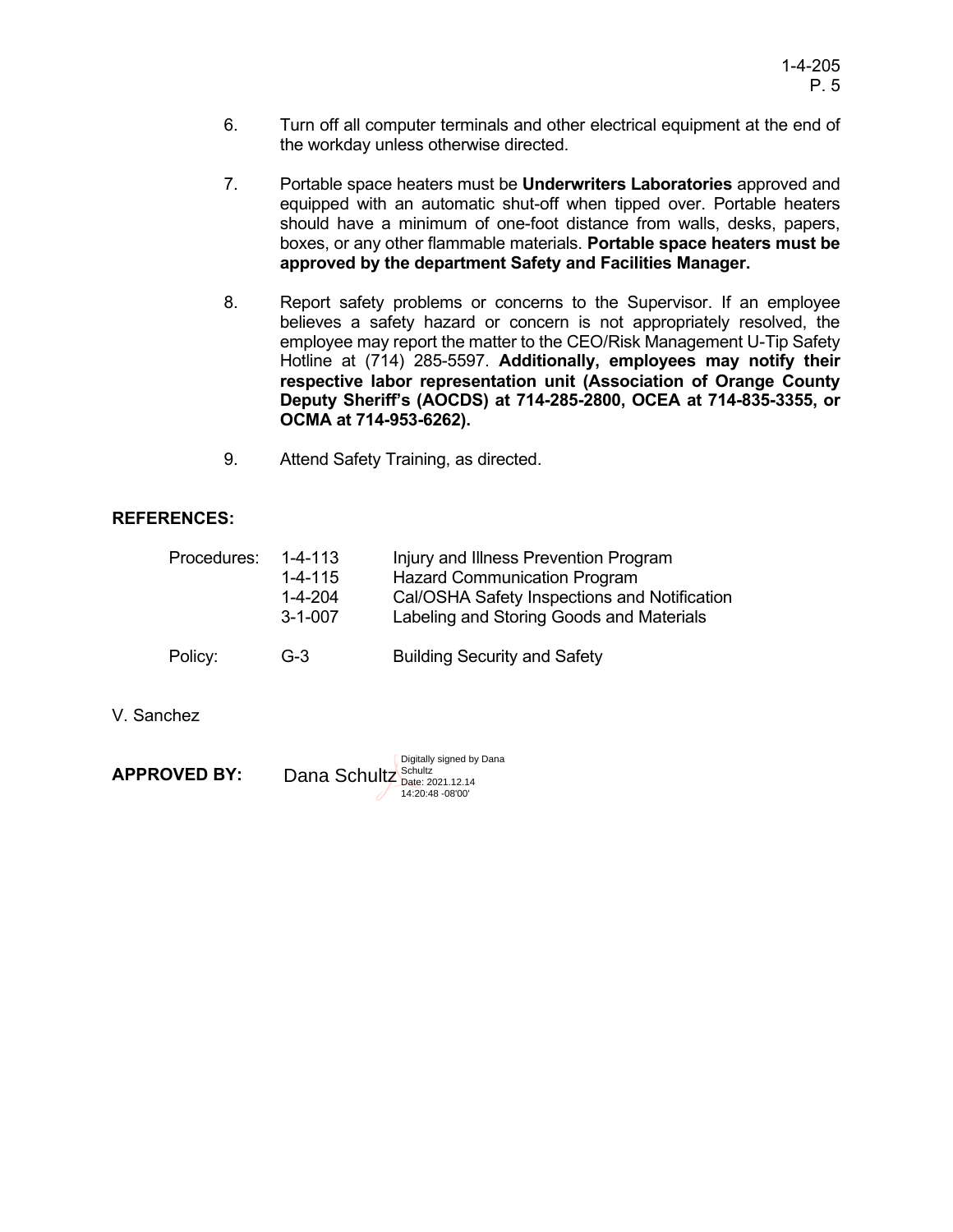6. Turn off all computer terminals and other electrical equipment at the end of the workday unless otherwise directed.

7. Portable space heaters must be **Underwriters Laboratories** approved and equipped with an automatic shut-off when tipped over. Portable heaters should have a minimum of one-foot distance from walls, desks, papers, boxes, or any other flammable materials. **Portable space heaters must be approved by the department Safety and Facilities Manager.**

8. Report safety problems or concerns to the Supervisor. If an employee believes a safety hazard or concern is not appropriately resolved, the employee may report the matter to the CEO/Risk Management U-Tip Safety Hotline at (714) 285-5597. **Additionally, employees may notify their respective labor representation unit (Association of Orange County Deputy Sheriff's (AOCDS) at 714-285-2800, OCEA at 714-835-3355, or OCMA at 714-953-6262).**

9. Attend Safety Training, as directed.

**REFERENCES:**

| | | |
|---|---|---|
| Procedures: | 1-4-113 | Injury and Illness Prevention Program |
| | 1-4-115 | Hazard Communication Program |
| | 1-4-204 | Cal/OSHA Safety Inspections and Notification |
| | 3-1-007 | Labeling and Storing Goods and Materials |
| Policy: | G-3 | Building Security and Safety |

V. Sanchez

**APPROVED BY:** Dana Schultz Digitally signed by Dana Schultz Date: 2021.12.14 14:20:48 -08'00'